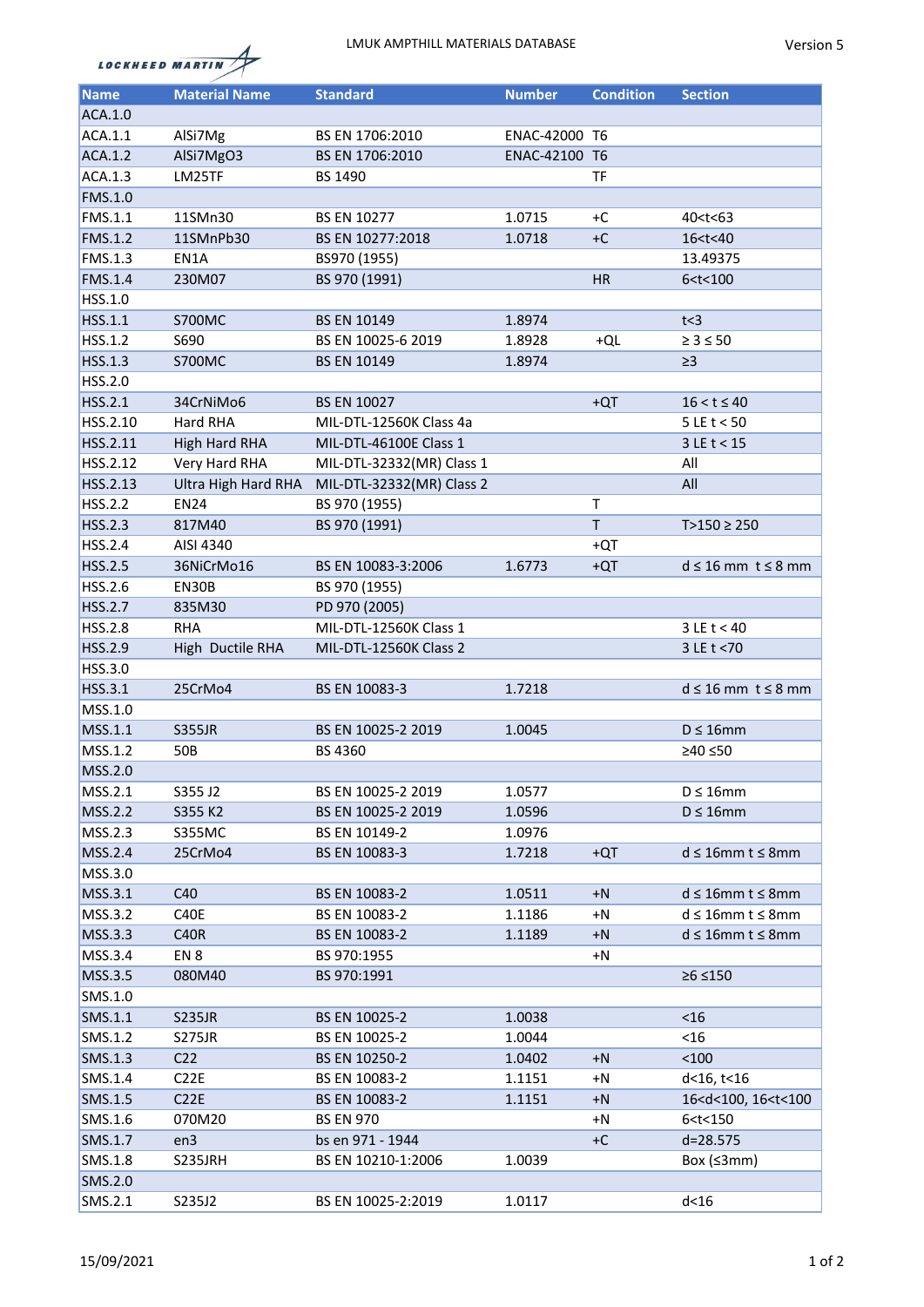LOCKHEED MARTIN

LMUK AMPTHILL MATERIALS DATABASE

Version 5

| Name | Material Name | Standard | Number | Condition | Section |
|---|---|---|---|---|---|
| ACA.1.0 | | | | | |
| ACA.1.1 | AlSi7Mg | BS EN 1706:2010 | ENAC-42000 | T6 | |
| ACA.1.2 | AlSi7MgO3 | BS EN 1706:2010 | ENAC-42100 | T6 | |
| ACA.1.3 | LM25TF | BS 1490 | | TF | |
| FMS.1.0 | | | | | |
| FMS.1.1 | 11SMn30 | BS EN 10277 | 1.0715 | +C | 40<t<63 |
| FMS.1.2 | 11SMnPb30 | BS EN 10277:2018 | 1.0718 | +C | 16<t<40 |
| FMS.1.3 | EN1A | BS970 (1955) | | | 13.49375 |
| FMS.1.4 | 230M07 | BS 970 (1991) | | HR | 6<t<100 |
| HSS.1.0 | | | | | |
| HSS.1.1 | S700MC | BS EN 10149 | 1.8974 | | t<3 |
| HSS.1.2 | S690 | BS EN 10025-6 2019 | 1.8928 | +QL | ≥ 3 ≤ 50 |
| HSS.1.3 | S700MC | BS EN 10149 | 1.8974 | | ≥3 |
| HSS.2.0 | | | | | |
| HSS.2.1 | 34CrNiMo6 | BS EN 10027 | | +QT | 16 < t ≤ 40 |
| HSS.2.10 | Hard RHA | MIL-DTL-12560K Class 4a | | | 5 LE t < 50 |
| HSS.2.11 | High Hard RHA | MIL-DTL-46100E Class 1 | | | 3 LE t < 15 |
| HSS.2.12 | Very Hard RHA | MIL-DTL-32332(MR) Class 1 | | | All |
| HSS.2.13 | Ultra High Hard RHA | MIL-DTL-32332(MR) Class 2 | | | All |
| HSS.2.2 | EN24 | BS 970 (1955) | | T | |
| HSS.2.3 | 817M40 | BS 970 (1991) | | T | T>150 ≥ 250 |
| HSS.2.4 | AISI 4340 | | | +QT | |
| HSS.2.5 | 36NiCrMo16 | BS EN 10083-3:2006 | 1.6773 | +QT | d ≤ 16 mm t ≤ 8 mm |
| HSS.2.6 | EN30B | BS 970 (1955) | | | |
| HSS.2.7 | 835M30 | PD 970 (2005) | | | |
| HSS.2.8 | RHA | MIL-DTL-12560K Class 1 | | | 3 LE t < 40 |
| HSS.2.9 | High Ductile RHA | MIL-DTL-12560K Class 2 | | | 3 LE t <70 |
| HSS.3.0 | | | | | |
| HSS.3.1 | 25CrMo4 | BS EN 10083-3 | 1.7218 | | d ≤ 16 mm t ≤ 8 mm |
| MSS.1.0 | | | | | |
| MSS.1.1 | S355JR | BS EN 10025-2 2019 | 1.0045 | | D ≤ 16mm |
| MSS.1.2 | 50B | BS 4360 | | | ≥40 ≤50 |
| MSS.2.0 | | | | | |
| MSS.2.1 | S355 J2 | BS EN 10025-2 2019 | 1.0577 | | D ≤ 16mm |
| MSS.2.2 | S355 K2 | BS EN 10025-2 2019 | 1.0596 | | D ≤ 16mm |
| MSS.2.3 | S355MC | BS EN 10149-2 | 1.0976 | | |
| MSS.2.4 | 25CrMo4 | BS EN 10083-3 | 1.7218 | +QT | d ≤ 16mm t ≤ 8mm |
| MSS.3.0 | | | | | |
| MSS.3.1 | C40 | BS EN 10083-2 | 1.0511 | +N | d ≤ 16mm t ≤ 8mm |
| MSS.3.2 | C40E | BS EN 10083-2 | 1.1186 | +N | d ≤ 16mm t ≤ 8mm |
| MSS.3.3 | C40R | BS EN 10083-2 | 1.1189 | +N | d ≤ 16mm t ≤ 8mm |
| MSS.3.4 | EN 8 | BS 970:1955 | | +N | |
| MSS.3.5 | 080M40 | BS 970:1991 | | | ≥6 ≤150 |
| SMS.1.0 | | | | | |
| SMS.1.1 | S235JR | BS EN 10025-2 | 1.0038 | | <16 |
| SMS.1.2 | S275JR | BS EN 10025-2 | 1.0044 | | <16 |
| SMS.1.3 | C22 | BS EN 10250-2 | 1.0402 | +N | <100 |
| SMS.1.4 | C22E | BS EN 10083-2 | 1.1151 | +N | d<16, t<16 |
| SMS.1.5 | C22E | BS EN 10083-2 | 1.1151 | +N | 16<d<100, 16<t<100 |
| SMS.1.6 | 070M20 | BS EN 970 | | +N | 6<t<150 |
| SMS.1.7 | en3 | bs en 971 - 1944 | | +C | d=28.575 |
| SMS.1.8 | S235JRH | BS EN 10210-1:2006 | 1.0039 | | Box (≤3mm) |
| SMS.2.0 | | | | | |
| SMS.2.1 | S235J2 | BS EN 10025-2:2019 | 1.0117 | | d<16 |

15/09/2021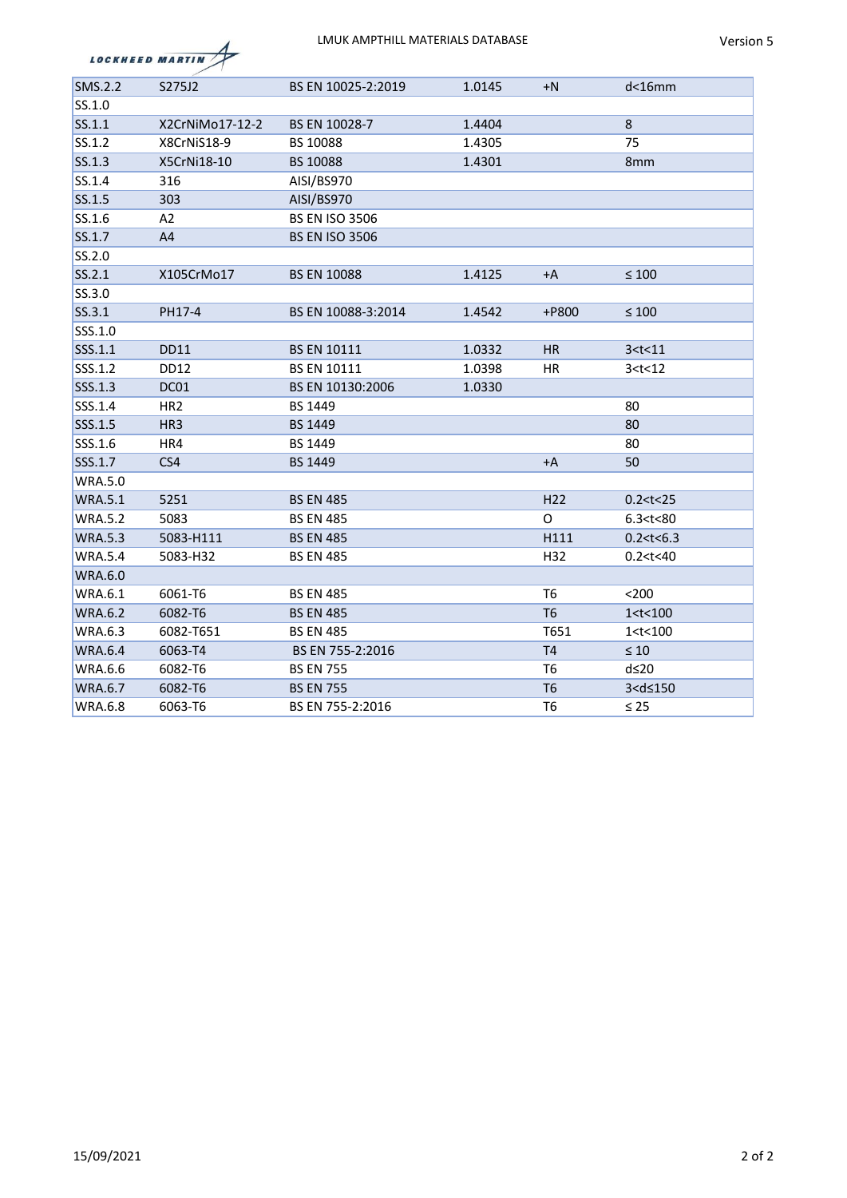| | | | | | |
|---|---|---|---|---|---|
| SMS.2.2 | S275J2 | BS EN 10025-2:2019 | 1.0145 | +N | d<16mm |
| SS.1.0 | | | | | |
| SS.1.1 | X2CrNiMo17-12-2 | BS EN 10028-7 | 1.4404 | | 8 |
| SS.1.2 | X8CrNiS18-9 | BS 10088 | 1.4305 | | 75 |
| SS.1.3 | X5CrNi18-10 | BS 10088 | 1.4301 | | 8mm |
| SS.1.4 | 316 | AISI/BS970 | | | |
| SS.1.5 | 303 | AISI/BS970 | | | |
| SS.1.6 | A2 | BS EN ISO 3506 | | | |
| SS.1.7 | A4 | BS EN ISO 3506 | | | |
| SS.2.0 | | | | | |
| SS.2.1 | X105CrMo17 | BS EN 10088 | 1.4125 | +A | ≤ 100 |
| SS.3.0 | | | | | |
| SS.3.1 | PH17-4 | BS EN 10088-3:2014 | 1.4542 | +P800 | ≤ 100 |
| SSS.1.0 | | | | | |
| SSS.1.1 | DD11 | BS EN 10111 | 1.0332 | HR | 3<t<11 |
| SSS.1.2 | DD12 | BS EN 10111 | 1.0398 | HR | 3<t<12 |
| SSS.1.3 | DC01 | BS EN 10130:2006 | 1.0330 | | |
| SSS.1.4 | HR2 | BS 1449 | | | 80 |
| SSS.1.5 | HR3 | BS 1449 | | | 80 |
| SSS.1.6 | HR4 | BS 1449 | | | 80 |
| SSS.1.7 | CS4 | BS 1449 | | +A | 50 |
| WRA.5.0 | | | | | |
| WRA.5.1 | 5251 | BS EN 485 | | H22 | 0.2<t<25 |
| WRA.5.2 | 5083 | BS EN 485 | | O | 6.3<t<80 |
| WRA.5.3 | 5083-H111 | BS EN 485 | | H111 | 0.2<t<6.3 |
| WRA.5.4 | 5083-H32 | BS EN 485 | | H32 | 0.2<t<40 |
| WRA.6.0 | | | | | |
| WRA.6.1 | 6061-T6 | BS EN 485 | | T6 | <200 |
| WRA.6.2 | 6082-T6 | BS EN 485 | | T6 | 1<t<100 |
| WRA.6.3 | 6082-T651 | BS EN 485 | | T651 | 1<t<100 |
| WRA.6.4 | 6063-T4 | BS EN 755-2:2016 | | T4 | ≤ 10 |
| WRA.6.6 | 6082-T6 | BS EN 755 | | T6 | d≤20 |
| WRA.6.7 | 6082-T6 | BS EN 755 | | T6 | 3<d≤150 |
| WRA.6.8 | 6063-T6 | BS EN 755-2:2016 | | T6 | ≤ 25 |

15/09/2021